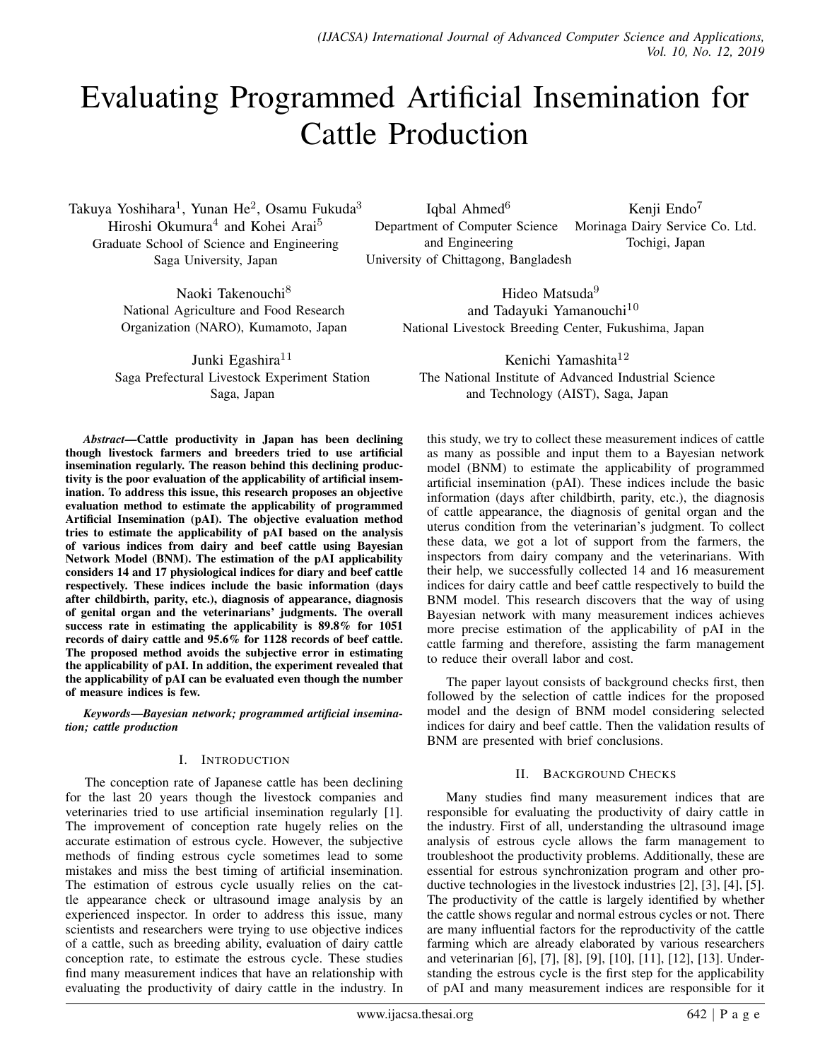# Evaluating Programmed Artificial Insemination for Cattle Production

Takuya Yoshihara[1], Yunan He[2], Osamu Fukuda[3]
Hiroshi Okumura[4] and Kohei Arai[5]
Graduate School of Science and Engineering
Saga University, Japan

Iqbal Ahmed[6]
Department of Computer Science and Engineering
University of Chittagong, Bangladesh

Kenji Endo[7]
Morinaga Dairy Service Co. Ltd.
Tochigi, Japan

Naoki Takenouchi[8]
National Agriculture and Food Research Organization (NARO), Kumamoto, Japan

Hideo Matsuda[9]
and Tadayuki Yamanouchi[10]
National Livestock Breeding Center, Fukushima, Japan

Junki Egashira[11]
Saga Prefectural Livestock Experiment Station
Saga, Japan

Kenichi Yamashita[12]
The National Institute of Advanced Industrial Science and Technology (AIST), Saga, Japan

***Abstract*—Cattle productivity in Japan has been declining though livestock farmers and breeders tried to use artificial insemination regularly. The reason behind this declining productivity is the poor evaluation of the applicability of artificial insemination. To address this issue, this research proposes an objective evaluation method to estimate the applicability of programmed Artificial Insemination (pAI). The objective evaluation method tries to estimate the applicability of pAI based on the analysis of various indices from dairy and beef cattle using Bayesian Network Model (BNM). The estimation of the pAI applicability considers 14 and 17 physiological indices for diary and beef cattle respectively. These indices include the basic information (days after childbirth, parity, etc.), diagnosis of appearance, diagnosis of genital organ and the veterinarians' judgments. The overall success rate in estimating the applicability is 89.8% for 1051 records of dairy cattle and 95.6% for 1128 records of beef cattle. The proposed method avoids the subjective error in estimating the applicability of pAI. In addition, the experiment revealed that the applicability of pAI can be evaluated even though the number of measure indices is few.**

***Keywords*—Bayesian network; programmed artificial insemination; cattle production**

## I. Introduction

The conception rate of Japanese cattle has been declining for the last 20 years though the livestock companies and veterinaries tried to use artificial insemination regularly [1]. The improvement of conception rate hugely relies on the accurate estimation of estrous cycle. However, the subjective methods of finding estrous cycle sometimes lead to some mistakes and miss the best timing of artificial insemination. The estimation of estrous cycle usually relies on the cattle appearance check or ultrasound image analysis by an experienced inspector. In order to address this issue, many scientists and researchers were trying to use objective indices of a cattle, such as breeding ability, evaluation of dairy cattle conception rate, to estimate the estrous cycle. These studies find many measurement indices that have an relationship with evaluating the productivity of dairy cattle in the industry. In this study, we try to collect these measurement indices of cattle as many as possible and input them to a Bayesian network model (BNM) to estimate the applicability of programmed artificial insemination (pAI). These indices include the basic information (days after childbirth, parity, etc.), the diagnosis of cattle appearance, the diagnosis of genital organ and the uterus condition from the veterinarian's judgment. To collect these data, we got a lot of support from the farmers, the inspectors from dairy company and the veterinarians. With their help, we successfully collected 14 and 16 measurement indices for dairy cattle and beef cattle respectively to build the BNM model. This research discovers that the way of using Bayesian network with many measurement indices achieves more precise estimation of the applicability of pAI in the cattle farming and therefore, assisting the farm management to reduce their overall labor and cost.

The paper layout consists of background checks first, then followed by the selection of cattle indices for the proposed model and the design of BNM model considering selected indices for dairy and beef cattle. Then the validation results of BNM are presented with brief conclusions.

## II. Background Checks

Many studies find many measurement indices that are responsible for evaluating the productivity of dairy cattle in the industry. First of all, understanding the ultrasound image analysis of estrous cycle allows the farm management to troubleshoot the productivity problems. Additionally, these are essential for estrous synchronization program and other productive technologies in the livestock industries [2], [3], [4], [5]. The productivity of the cattle is largely identified by whether the cattle shows regular and normal estrous cycles or not. There are many influential factors for the reproductivity of the cattle farming which are already elaborated by various researchers and veterinarian [6], [7], [8], [9], [10], [11], [12], [13]. Understanding the estrous cycle is the first step for the applicability of pAI and many measurement indices are responsible for it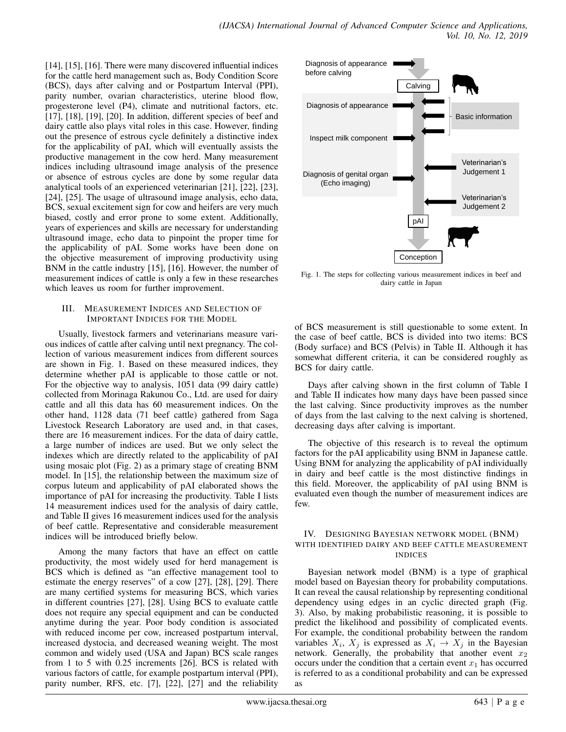[14], [15], [16]. There were many discovered influential indices for the cattle herd management such as, Body Condition Score (BCS), days after calving or Postpartum Interval (PPI), parity number, ovarian characteristics, uterine blood flow, progesterone level (P4), climate and nutritional factors, etc. [17], [18], [19], [20]. In addition, different species of beef and dairy cattle also plays vital roles in this case. However, finding out the presence of estrous cycle definitely a distinctive index for the applicability of pAI, which will eventually assists the productive management in the cow herd. Many measurement indices including ultrasound image analysis of the presence or absence of estrous cycles are done by some regular data analytical tools of an experienced veterinarian [21], [22], [23], [24], [25]. The usage of ultrasound image analysis, echo data, BCS, sexual excitement sign for cow and heifers are very much biased, costly and error prone to some extent. Additionally, years of experiences and skills are necessary for understanding ultrasound image, echo data to pinpoint the proper time for the applicability of pAI. Some works have been done on the objective measurement of improving productivity using BNM in the cattle industry [15], [16]. However, the number of measurement indices of cattle is only a few in these researches which leaves us room for further improvement.

## III. Measurement Indices and Selection of Important Indices for the Model

Usually, livestock farmers and veterinarians measure various indices of cattle after calving until next pregnancy. The collection of various measurement indices from different sources are shown in Fig. 1. Based on these measured indices, they determine whether pAI is applicable to those cattle or not. For the objective way to analysis, 1051 data (99 dairy cattle) collected from Morinaga Rakunou Co., Ltd. are used for dairy cattle and all this data has 60 measurement indices. On the other hand, 1128 data (71 beef cattle) gathered from Saga Livestock Research Laboratory are used and, in that cases, there are 16 measurement indices. For the data of dairy cattle, a large number of indices are used. But we only select the indexes which are directly related to the applicability of pAI using mosaic plot (Fig. 2) as a primary stage of creating BNM model. In [15], the relationship between the maximum size of corpus luteum and applicability of pAI elaborated shows the importance of pAI for increasing the productivity. Table I lists 14 measurement indices used for the analysis of dairy cattle, and Table II gives 16 measurement indices used for the analysis of beef cattle. Representative and considerable measurement indices will be introduced briefly below.

Among the many factors that have an effect on cattle productivity, the most widely used for herd management is BCS which is defined as "an effective management tool to estimate the energy reserves" of a cow [27], [28], [29]. There are many certified systems for measuring BCS, which varies in different countries [27], [28]. Using BCS to evaluate cattle does not require any special equipment and can be conducted anytime during the year. Poor body condition is associated with reduced income per cow, increased postpartum interval, increased dystocia, and decreased weaning weight. The most common and widely used (USA and Japan) BCS scale ranges from 1 to 5 with 0.25 increments [26]. BCS is related with various factors of cattle, for example postpartum interval (PPI), parity number, RFS, etc. [7], [22], [27] and the reliability of BCS measurement is still questionable to some extent. In the case of beef cattle, BCS is divided into two items: BCS (Body surface) and BCS (Pelvis) in Table II. Although it has somewhat different criteria, it can be considered roughly as BCS for dairy cattle.

Diagnosis of appearance before calving → Calving → Diagnosis of appearance; Basic information; Inspect milk component → Diagnosis of genital organ (Echo imaging); Veterinarian's Judgement 1; Veterinarian's Judgement 2 → pAI → Conception

Fig. 1. The steps for collecting various measurement indices in beef and dairy cattle in Japan

Days after calving shown in the first column of Table I and Table II indicates how many days have been passed since the last calving. Since productivity improves as the number of days from the last calving to the next calving is shortened, decreasing days after calving is important.

The objective of this research is to reveal the optimum factors for the pAI applicability using BNM in Japanese cattle. Using BNM for analyzing the applicability of pAI individually in dairy and beef cattle is the most distinctive findings in this field. Moreover, the applicability of pAI using BNM is evaluated even though the number of measurement indices are few.

## IV. Designing Bayesian network model (BNM) with identified dairy and beef cattle measurement indices

Bayesian network model (BNM) is a type of graphical model based on Bayesian theory for probability computations. It can reveal the causal relationship by representing conditional dependency using edges in an cyclic directed graph (Fig. 3). Also, by making probabilistic reasoning, it is possible to predict the likelihood and possibility of complicated events. For example, the conditional probability between the random variables $X_i$, $X_j$ is expressed as $X_i \rightarrow X_j$ in the Bayesian network. Generally, the probability that another event $x_2$ occurs under the condition that a certain event $x_1$ has occurred is referred to as a conditional probability and can be expressed as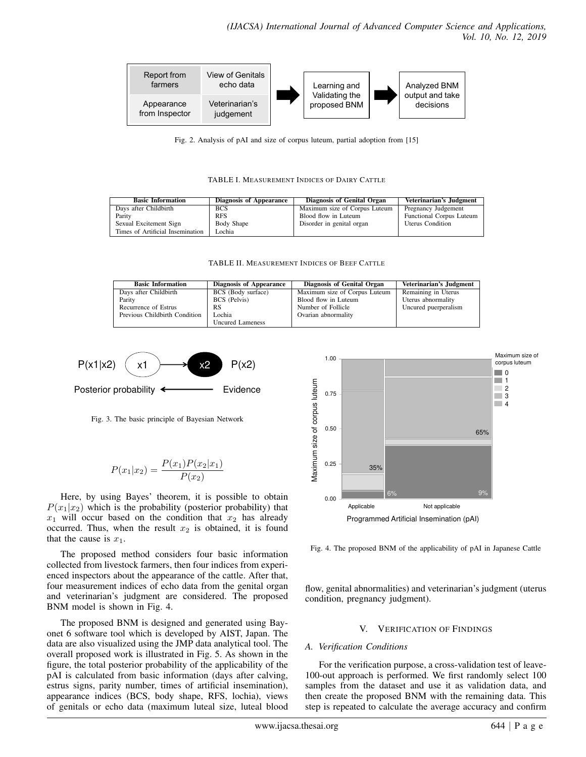Fig. 2. Analysis of pAI and size of corpus luteum, partial adoption from [15]

TABLE I. MEASUREMENT INDICES OF DAIRY CATTLE

| Basic Information | Diagnosis of Appearance | Diagnosis of Genital Organ | Veterinarian's Judgment |
|---|---|---|---|
| Days after Childbirth | BCS | Maximum size of Corpus Luteum | Pregnancy Judgement |
| Parity | RFS | Blood flow in Luteum | Functional Corpus Luteum |
| Sexual Excitement Sign | Body Shape | Disorder in genital organ | Uterus Condition |
| Times of Artificial Insemination | Lochia | | |

TABLE II. MEASUREMENT INDICES OF BEEF CATTLE

| Basic Information | Diagnosis of Appearance | Diagnosis of Genital Organ | Veterinarian's Judgment |
|---|---|---|---|
| Days after Childbirth | BCS (Body surface) | Maximum size of Corpus Luteum | Remaining in Uterus |
| Parity | BCS (Pelvis) | Blood flow in Luteum | Uterus abnormality |
| Recurrence of Estrus | RS | Number of Follicle | Uncured puerperalism |
| Previous Childbirth Condition | Lochia | Ovarian abnormality | |
| | Uncured Lameness | | |

Fig. 3. The basic principle of Bayesian Network

$$P(x_1|x_2) = \frac{P(x_1)P(x_2|x_1)}{P(x_2)}$$

Here, by using Bayes' theorem, it is possible to obtain $P(x_1|x_2)$ which is the probability (posterior probability) that $x_1$ will occur based on the condition that $x_2$ has already occurred. Thus, when the result $x_2$ is obtained, it is found that the cause is $x_1$.

The proposed method considers four basic information collected from livestock farmers, then four indices from experienced inspectors about the appearance of the cattle. After that, four measurement indices of echo data from the genital organ and veterinarian's judgment are considered. The proposed BNM model is shown in Fig. 4.

The proposed BNM is designed and generated using Bayonet 6 software tool which is developed by AIST, Japan. The data are also visualized using the JMP data analytical tool. The overall proposed work is illustrated in Fig. 5. As shown in the figure, the total posterior probability of the applicability of the pAI is calculated from basic information (days after calving, estrus signs, parity number, times of artificial insemination), appearance indices (BCS, body shape, RFS, lochia), views of genitals or echo data (maximum luteal size, luteal blood flow, genital abnormalities) and veterinarian's judgment (uterus condition, pregnancy judgment).

Fig. 4. The proposed BNM of the applicability of pAI in Japanese Cattle

## V. VERIFICATION OF FINDINGS

### A. Verification Conditions

For the verification purpose, a cross-validation test of leave-100-out approach is performed. We first randomly select 100 samples from the dataset and use it as validation data, and then create the proposed BNM with the remaining data. This step is repeated to calculate the average accuracy and confirm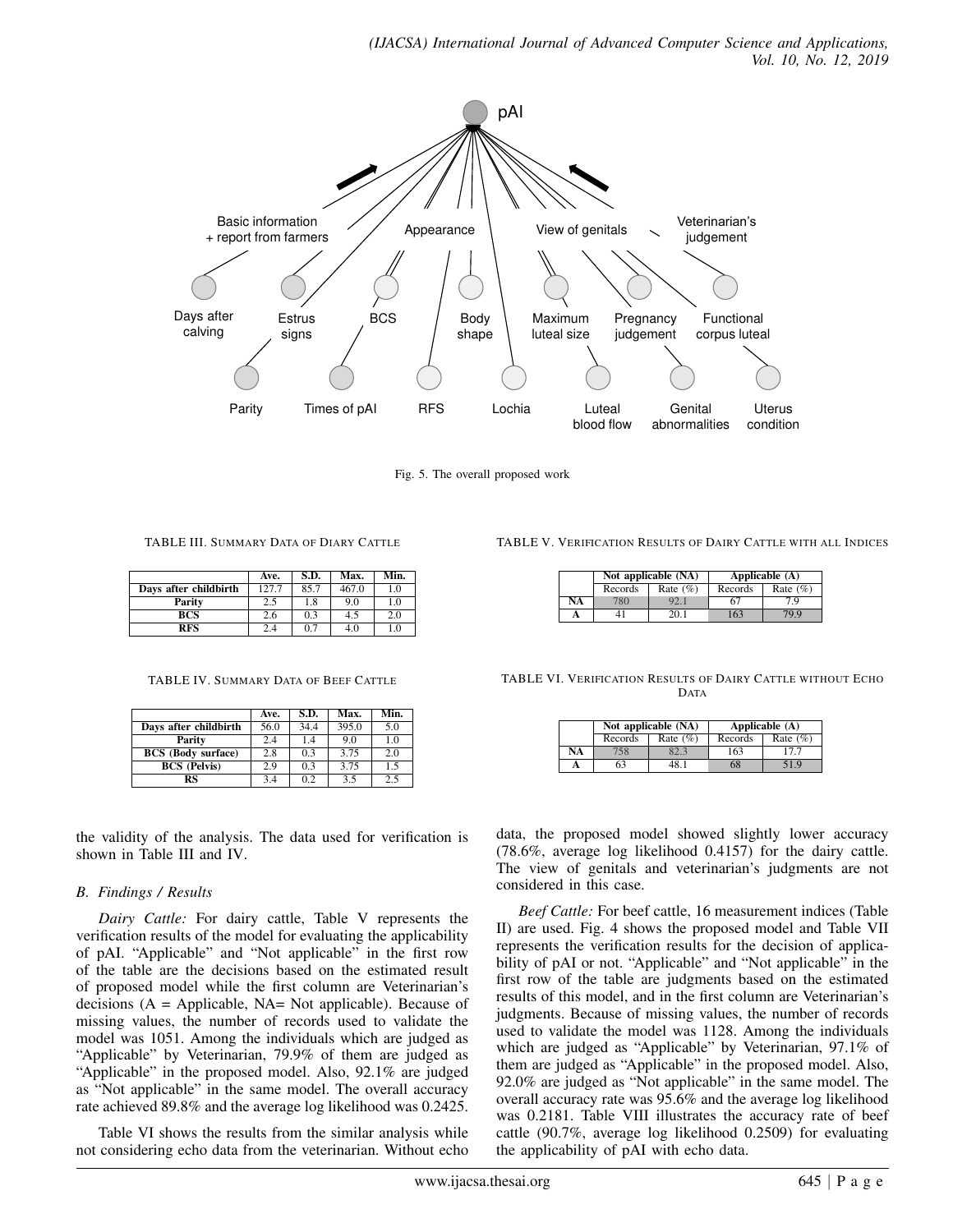Fig. 5. The overall proposed work

TABLE III. SUMMARY DATA OF DIARY CATTLE

|  | Ave. | S.D. | Max. | Min. |
|---|---|---|---|---|
| **Days after childbirth** | 127.7 | 85.7 | 467.0 | 1.0 |
| **Parity** | 2.5 | 1.8 | 9.0 | 1.0 |
| **BCS** | 2.6 | 0.3 | 4.5 | 2.0 |
| **RFS** | 2.4 | 0.7 | 4.0 | 1.0 |

TABLE IV. SUMMARY DATA OF BEEF CATTLE

|  | Ave. | S.D. | Max. | Min. |
|---|---|---|---|---|
| **Days after childbirth** | 56.0 | 34.4 | 395.0 | 5.0 |
| **Parity** | 2.4 | 1.4 | 9.0 | 1.0 |
| **BCS (Body surface)** | 2.8 | 0.3 | 3.75 | 2.0 |
| **BCS (Pelvis)** | 2.9 | 0.3 | 3.75 | 1.5 |
| **RS** | 3.4 | 0.2 | 3.5 | 2.5 |

the validity of the analysis. The data used for verification is shown in Table III and IV.

### B. Findings / Results

*Dairy Cattle:* For dairy cattle, Table V represents the verification results of the model for evaluating the applicability of pAI. "Applicable" and "Not applicable" in the first row of the table are the decisions based on the estimated result of proposed model while the first column are Veterinarian's decisions (A = Applicable, NA= Not applicable). Because of missing values, the number of records used to validate the model was 1051. Among the individuals which are judged as "Applicable" by Veterinarian, 79.9% of them are judged as "Applicable" in the proposed model. Also, 92.1% are judged as "Not applicable" in the same model. The overall accuracy rate achieved 89.8% and the average log likelihood was 0.2425.

Table VI shows the results from the similar analysis while not considering echo data from the veterinarian. Without echo data, the proposed model showed slightly lower accuracy (78.6%, average log likelihood 0.4157) for the dairy cattle. The view of genitals and veterinarian's judgments are not considered in this case.

TABLE V. VERIFICATION RESULTS OF DAIRY CATTLE WITH ALL INDICES

|  | Not applicable (NA) |  | Applicable (A) |  |
|---|---|---|---|---|
|  | Records | Rate (%) | Records | Rate (%) |
| **NA** | 780 | 92.1 | 67 | 7.9 |
| **A** | 41 | 20.1 | 163 | 79.9 |

TABLE VI. VERIFICATION RESULTS OF DAIRY CATTLE WITHOUT ECHO DATA

|  | Not applicable (NA) |  | Applicable (A) |  |
|---|---|---|---|---|
|  | Records | Rate (%) | Records | Rate (%) |
| **NA** | 758 | 82.3 | 163 | 17.7 |
| **A** | 63 | 48.1 | 68 | 51.9 |

*Beef Cattle:* For beef cattle, 16 measurement indices (Table II) are used. Fig. 4 shows the proposed model and Table VII represents the verification results for the decision of applicability of pAI or not. "Applicable" and "Not applicable" in the first row of the table are judgments based on the estimated results of this model, and in the first column are Veterinarian's judgments. Because of missing values, the number of records used to validate the model was 1128. Among the individuals which are judged as "Applicable" by Veterinarian, 97.1% of them are judged as "Applicable" in the proposed model. Also, 92.0% are judged as "Not applicable" in the same model. The overall accuracy rate was 95.6% and the average log likelihood was 0.2181. Table VIII illustrates the accuracy rate of beef cattle (90.7%, average log likelihood 0.2509) for evaluating the applicability of pAI with echo data.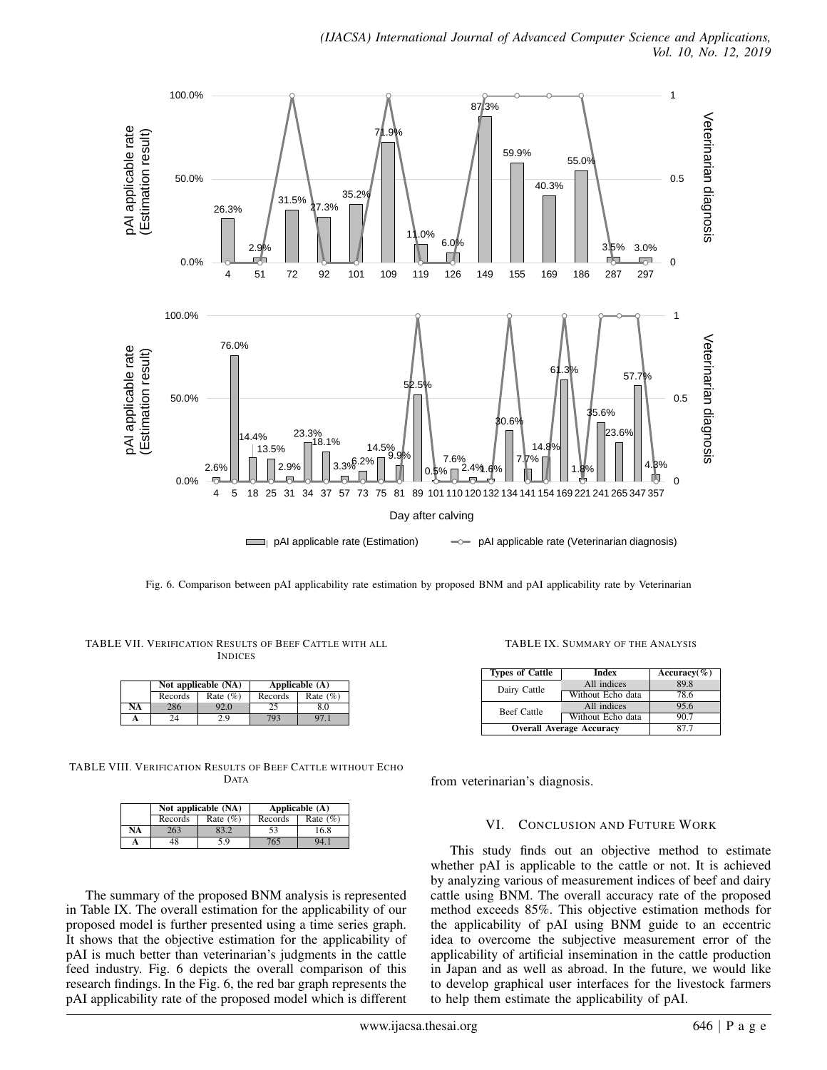Fig. 6. Comparison between pAI applicability rate estimation by proposed BNM and pAI applicability rate by Veterinarian

TABLE VII. VERIFICATION RESULTS OF BEEF CATTLE WITH ALL INDICES

| | Not applicable (NA) | | Applicable (A) | |
|---|---|---|---|---|
| | Records | Rate (%) | Records | Rate (%) |
| **NA** | 286 | 92.0 | 25 | 8.0 |
| **A** | 24 | 2.9 | 793 | 97.1 |

TABLE VIII. VERIFICATION RESULTS OF BEEF CATTLE WITHOUT ECHO DATA

| | Not applicable (NA) | | Applicable (A) | |
|---|---|---|---|---|
| | Records | Rate (%) | Records | Rate (%) |
| **NA** | 263 | 83.2 | 53 | 16.8 |
| **A** | 48 | 5.9 | 765 | 94.1 |

The summary of the proposed BNM analysis is represented in Table IX. The overall estimation for the applicability of our proposed model is further presented using a time series graph. It shows that the objective estimation for the applicability of pAI is much better than veterinarian's judgments in the cattle feed industry. Fig. 6 depicts the overall comparison of this research findings. In the Fig. 6, the red bar graph represents the pAI applicability rate of the proposed model which is different from veterinarian's diagnosis.

TABLE IX. SUMMARY OF THE ANALYSIS

| Types of Cattle | Index | Accuracy(%) |
|---|---|---|
| Dairy Cattle | All indices | 89.8 |
| | Without Echo data | 78.6 |
| Beef Cattle | All indices | 95.6 |
| | Without Echo data | 90.7 |
| **Overall Average Accuracy** | | 87.7 |

## VI. CONCLUSION AND FUTURE WORK

This study finds out an objective method to estimate whether pAI is applicable to the cattle or not. It is achieved by analyzing various of measurement indices of beef and dairy cattle using BNM. The overall accuracy rate of the proposed method exceeds 85%. This objective estimation methods for the applicability of pAI using BNM guide to an eccentric idea to overcome the subjective measurement error of the applicability of artificial insemination in the cattle production in Japan and as well as abroad. In the future, we would like to develop graphical user interfaces for the livestock farmers to help them estimate the applicability of pAI.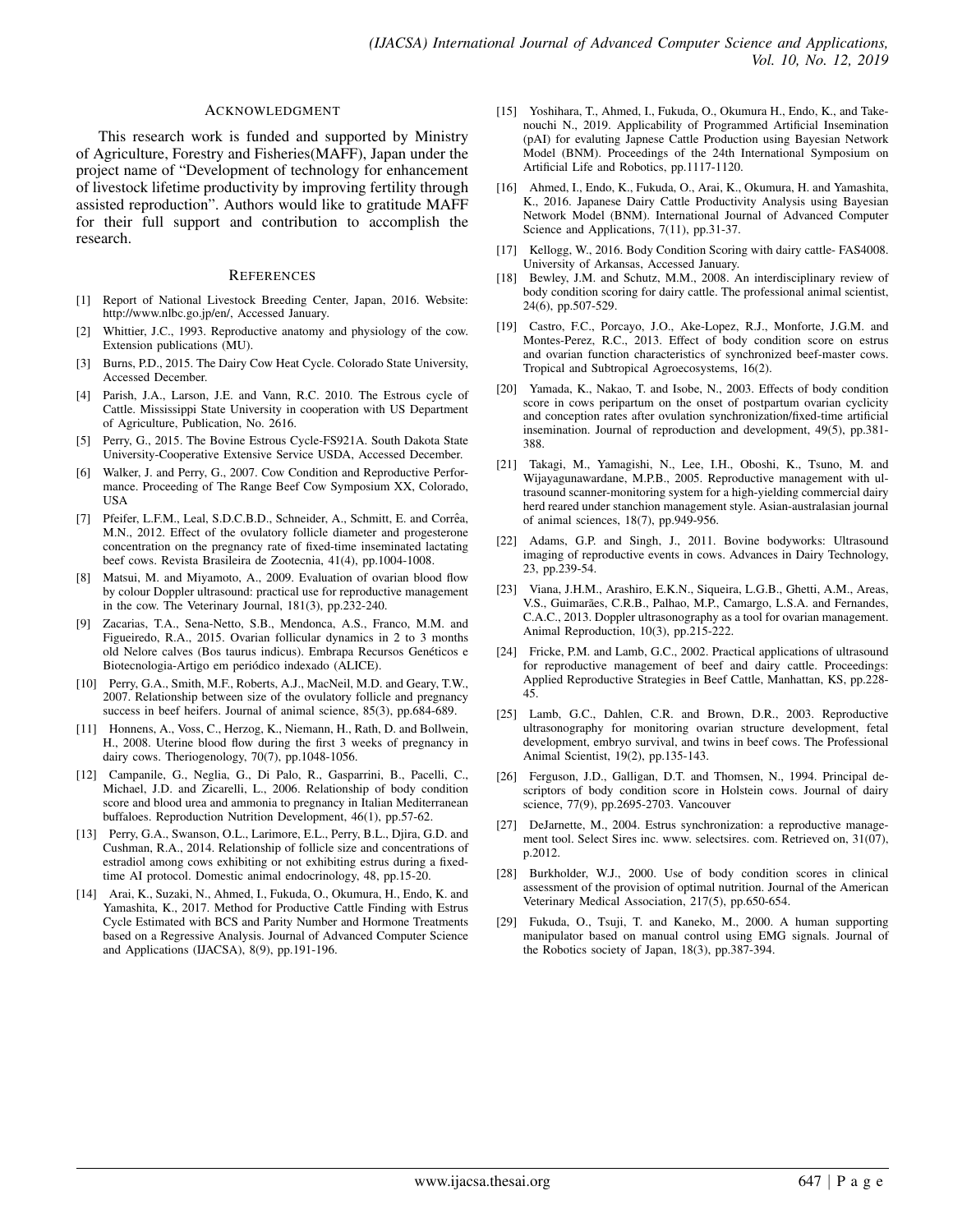## ACKNOWLEDGMENT

This research work is funded and supported by Ministry of Agriculture, Forestry and Fisheries(MAFF), Japan under the project name of "Development of technology for enhancement of livestock lifetime productivity by improving fertility through assisted reproduction". Authors would like to gratitude MAFF for their full support and contribution to accomplish the research.

## REFERENCES

[1] Report of National Livestock Breeding Center, Japan, 2016. Website: http://www.nlbc.go.jp/en/, Accessed January.

[2] Whittier, J.C., 1993. Reproductive anatomy and physiology of the cow. Extension publications (MU).

[3] Burns, P.D., 2015. The Dairy Cow Heat Cycle. Colorado State University, Accessed December.

[4] Parish, J.A., Larson, J.E. and Vann, R.C. 2010. The Estrous cycle of Cattle. Mississippi State University in cooperation with US Department of Agriculture, Publication, No. 2616.

[5] Perry, G., 2015. The Bovine Estrous Cycle-FS921A. South Dakota State University-Cooperative Extensive Service USDA, Accessed December.

[6] Walker, J. and Perry, G., 2007. Cow Condition and Reproductive Performance. Proceeding of The Range Beef Cow Symposium XX, Colorado, USA

[7] Pfeifer, L.F.M., Leal, S.D.C.B.D., Schneider, A., Schmitt, E. and Corrêa, M.N., 2012. Effect of the ovulatory follicle diameter and progesterone concentration on the pregnancy rate of fixed-time inseminated lactating beef cows. Revista Brasileira de Zootecnia, 41(4), pp.1004-1008.

[8] Matsui, M. and Miyamoto, A., 2009. Evaluation of ovarian blood flow by colour Doppler ultrasound: practical use for reproductive management in the cow. The Veterinary Journal, 181(3), pp.232-240.

[9] Zacarias, T.A., Sena-Netto, S.B., Mendonca, A.S., Franco, M.M. and Figueiredo, R.A., 2015. Ovarian follicular dynamics in 2 to 3 months old Nelore calves (Bos taurus indicus). Embrapa Recursos Genéticos e Biotecnologia-Artigo em periódico indexado (ALICE).

[10] Perry, G.A., Smith, M.F., Roberts, A.J., MacNeil, M.D. and Geary, T.W., 2007. Relationship between size of the ovulatory follicle and pregnancy success in beef heifers. Journal of animal science, 85(3), pp.684-689.

[11] Honnens, A., Voss, C., Herzog, K., Niemann, H., Rath, D. and Bollwein, H., 2008. Uterine blood flow during the first 3 weeks of pregnancy in dairy cows. Theriogenology, 70(7), pp.1048-1056.

[12] Campanile, G., Neglia, G., Di Palo, R., Gasparrini, B., Pacelli, C., Michael, J.D. and Zicarelli, L., 2006. Relationship of body condition score and blood urea and ammonia to pregnancy in Italian Mediterranean buffaloes. Reproduction Nutrition Development, 46(1), pp.57-62.

[13] Perry, G.A., Swanson, O.L., Larimore, E.L., Perry, B.L., Djira, G.D. and Cushman, R.A., 2014. Relationship of follicle size and concentrations of estradiol among cows exhibiting or not exhibiting estrus during a fixed-time AI protocol. Domestic animal endocrinology, 48, pp.15-20.

[14] Arai, K., Suzaki, N., Ahmed, I., Fukuda, O., Okumura, H., Endo, K. and Yamashita, K., 2017. Method for Productive Cattle Finding with Estrus Cycle Estimated with BCS and Parity Number and Hormone Treatments based on a Regressive Analysis. Journal of Advanced Computer Science and Applications (IJACSA), 8(9), pp.191-196.

[15] Yoshihara, T., Ahmed, I., Fukuda, O., Okumura H., Endo, K., and Takenouchi N., 2019. Applicability of Programmed Artificial Insemination (pAI) for evaluating Japnese Cattle Production using Bayesian Network Model (BNM). Proceedings of the 24th International Symposium on Artificial Life and Robotics, pp.1117-1120.

[16] Ahmed, I., Endo, K., Fukuda, O., Arai, K., Okumura, H. and Yamashita, K., 2016. Japanese Dairy Cattle Productivity Analysis using Bayesian Network Model (BNM). International Journal of Advanced Computer Science and Applications, 7(11), pp.31-37.

[17] Kellogg, W., 2016. Body Condition Scoring with dairy cattle- FAS4008. University of Arkansas, Accessed January.

[18] Bewley, J.M. and Schutz, M.M., 2008. An interdisciplinary review of body condition scoring for dairy cattle. The professional animal scientist, 24(6), pp.507-529.

[19] Castro, F.C., Porcayo, J.O., Ake-Lopez, R.J., Monforte, J.G.M. and Montes-Perez, R.C., 2013. Effect of body condition score on estrus and ovarian function characteristics of synchronized beef-master cows. Tropical and Subtropical Agroecosystems, 16(2).

[20] Yamada, K., Nakao, T. and Isobe, N., 2003. Effects of body condition score in cows peripartum on the onset of postpartum ovarian cyclicity and conception rates after ovulation synchronization/fixed-time artificial insemination. Journal of reproduction and development, 49(5), pp.381-388.

[21] Takagi, M., Yamagishi, N., Lee, I.H., Oboshi, K., Tsuno, M. and Wijayagunawardane, M.P.B., 2005. Reproductive management with ultrasound scanner-monitoring system for a high-yielding commercial dairy herd reared under stanchion management style. Asian-australasian journal of animal sciences, 18(7), pp.949-956.

[22] Adams, G.P. and Singh, J., 2011. Bovine bodyworks: Ultrasound imaging of reproductive events in cows. Advances in Dairy Technology, 23, pp.239-54.

[23] Viana, J.H.M., Arashiro, E.K.N., Siqueira, L.G.B., Ghetti, A.M., Areas, V.S., Guimarães, C.R.B., Palhao, M.P., Camargo, L.S.A. and Fernandes, C.A.C., 2013. Doppler ultrasonography as a tool for ovarian management. Animal Reproduction, 10(3), pp.215-222.

[24] Fricke, P.M. and Lamb, G.C., 2002. Practical applications of ultrasound for reproductive management of beef and dairy cattle. Proceedings: Applied Reproductive Strategies in Beef Cattle, Manhattan, KS, pp.228-45.

[25] Lamb, G.C., Dahlen, C.R. and Brown, D.R., 2003. Reproductive ultrasonography for monitoring ovarian structure development, fetal development, embryo survival, and twins in beef cows. The Professional Animal Scientist, 19(2), pp.135-143.

[26] Ferguson, J.D., Galligan, D.T. and Thomsen, N., 1994. Principal descriptors of body condition score in Holstein cows. Journal of dairy science, 77(9), pp.2695-2703. Vancouver

[27] DeJarnette, M., 2004. Estrus synchronization: a reproductive management tool. Select Sires inc. www. selectsires. com. Retrieved on, 31(07), p.2012.

[28] Burkholder, W.J., 2000. Use of body condition scores in clinical assessment of the provision of optimal nutrition. Journal of the American Veterinary Medical Association, 217(5), pp.650-654.

[29] Fukuda, O., Tsuji, T. and Kaneko, M., 2000. A human supporting manipulator based on manual control using EMG signals. Journal of the Robotics society of Japan, 18(3), pp.387-394.